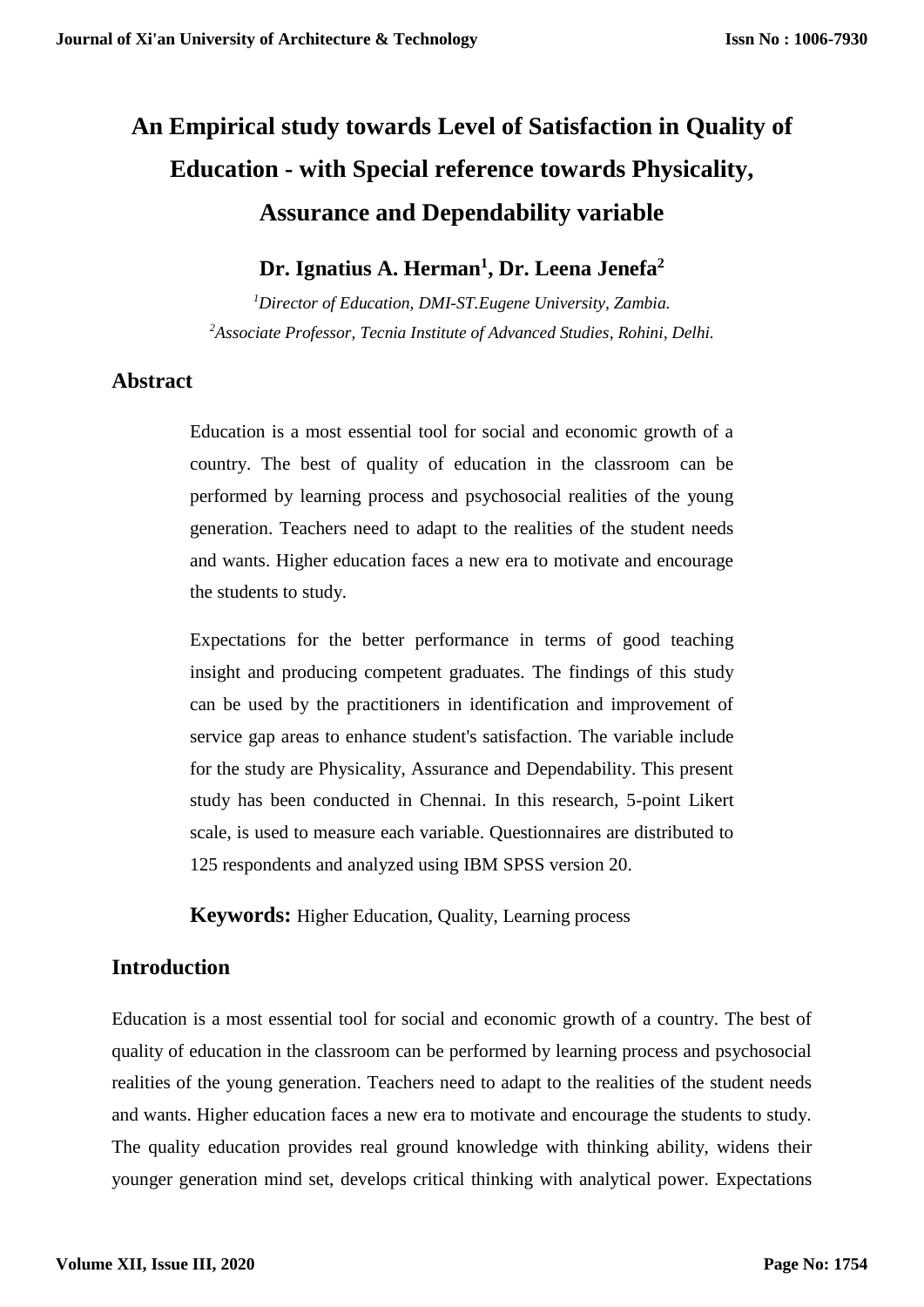# An Empirical study towards Level of Satisfaction in Quality of Education - with Special reference towards Physicality, Assurance and Dependability variable

**Dr. Ignatius A. Herman[1], Dr. Leena Jenefa[2]**

*[1]Director of Education, DMI-ST.Eugene University, Zambia.*
*[2]Associate Professor, Tecnia Institute of Advanced Studies, Rohini, Delhi.*

## Abstract

Education is a most essential tool for social and economic growth of a country. The best of quality of education in the classroom can be performed by learning process and psychosocial realities of the young generation. Teachers need to adapt to the realities of the student needs and wants. Higher education faces a new era to motivate and encourage the students to study.

Expectations for the better performance in terms of good teaching insight and producing competent graduates. The findings of this study can be used by the practitioners in identification and improvement of service gap areas to enhance student's satisfaction. The variable include for the study are Physicality, Assurance and Dependability. This present study has been conducted in Chennai. In this research, 5-point Likert scale, is used to measure each variable. Questionnaires are distributed to 125 respondents and analyzed using IBM SPSS version 20.

**Keywords:** Higher Education, Quality, Learning process

## Introduction

Education is a most essential tool for social and economic growth of a country. The best of quality of education in the classroom can be performed by learning process and psychosocial realities of the young generation. Teachers need to adapt to the realities of the student needs and wants. Higher education faces a new era to motivate and encourage the students to study. The quality education provides real ground knowledge with thinking ability, widens their younger generation mind set, develops critical thinking with analytical power. Expectations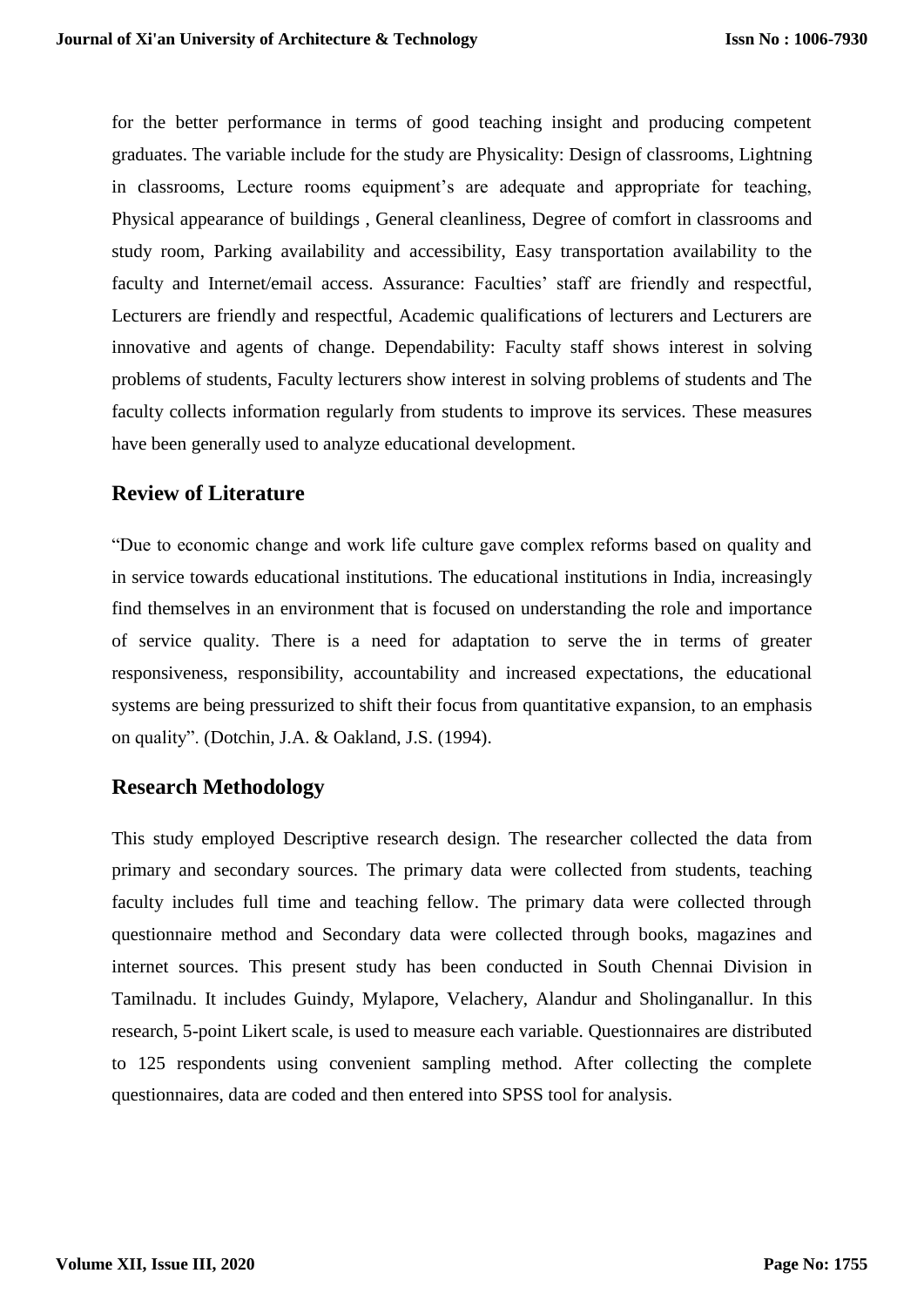for the better performance in terms of good teaching insight and producing competent graduates. The variable include for the study are Physicality: Design of classrooms, Lightning in classrooms, Lecture rooms equipment's are adequate and appropriate for teaching, Physical appearance of buildings , General cleanliness, Degree of comfort in classrooms and study room, Parking availability and accessibility, Easy transportation availability to the faculty and Internet/email access. Assurance: Faculties' staff are friendly and respectful, Lecturers are friendly and respectful, Academic qualifications of lecturers and Lecturers are innovative and agents of change. Dependability: Faculty staff shows interest in solving problems of students, Faculty lecturers show interest in solving problems of students and The faculty collects information regularly from students to improve its services. These measures have been generally used to analyze educational development.

## Review of Literature

"Due to economic change and work life culture gave complex reforms based on quality and in service towards educational institutions. The educational institutions in India, increasingly find themselves in an environment that is focused on understanding the role and importance of service quality. There is a need for adaptation to serve the in terms of greater responsiveness, responsibility, accountability and increased expectations, the educational systems are being pressurized to shift their focus from quantitative expansion, to an emphasis on quality". (Dotchin, J.A. & Oakland, J.S. (1994).

## Research Methodology

This study employed Descriptive research design. The researcher collected the data from primary and secondary sources. The primary data were collected from students, teaching faculty includes full time and teaching fellow. The primary data were collected through questionnaire method and Secondary data were collected through books, magazines and internet sources. This present study has been conducted in South Chennai Division in Tamilnadu. It includes Guindy, Mylapore, Velachery, Alandur and Sholinganallur. In this research, 5-point Likert scale, is used to measure each variable. Questionnaires are distributed to 125 respondents using convenient sampling method. After collecting the complete questionnaires, data are coded and then entered into SPSS tool for analysis.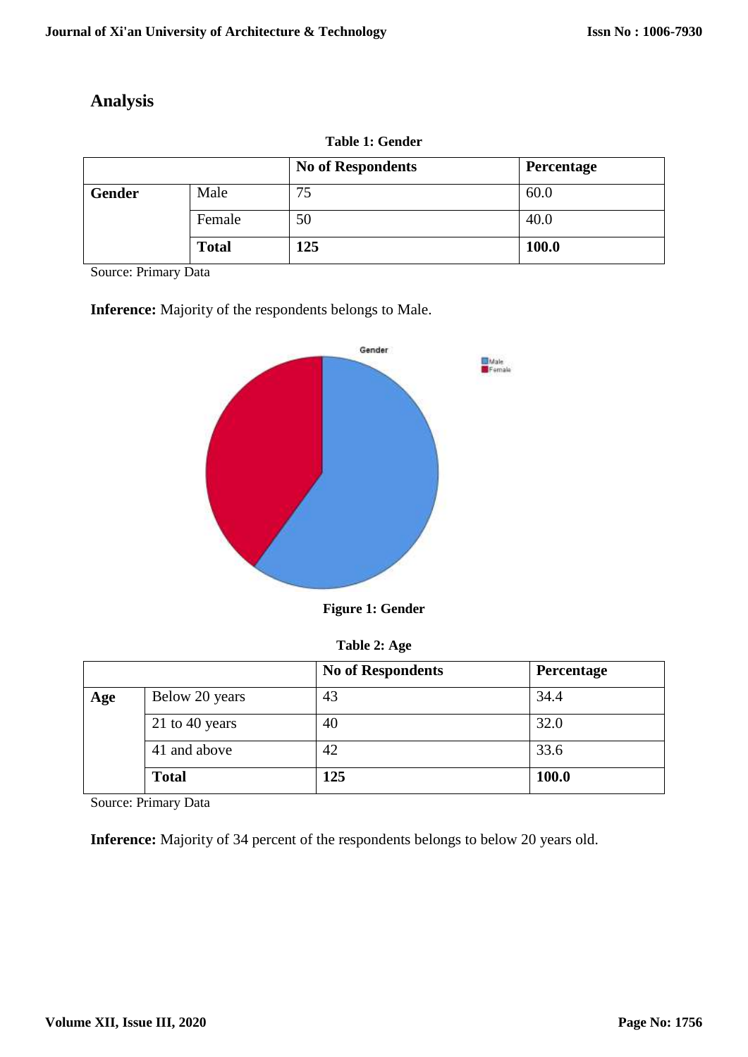## Analysis

**Table 1: Gender**

| | | No of Respondents | Percentage |
|---|---|---|---|
| **Gender** | Male | 75 | 60.0 |
| | Female | 50 | 40.0 |
| | **Total** | **125** | **100.0** |

Source: Primary Data

**Inference:** Majority of the respondents belongs to Male.

**Figure 1: Gender**

**Table 2: Age**

| | | No of Respondents | Percentage |
|---|---|---|---|
| **Age** | Below 20 years | 43 | 34.4 |
| | 21 to 40 years | 40 | 32.0 |
| | 41 and above | 42 | 33.6 |
| | **Total** | **125** | **100.0** |

Source: Primary Data

**Inference:** Majority of 34 percent of the respondents belongs to below 20 years old.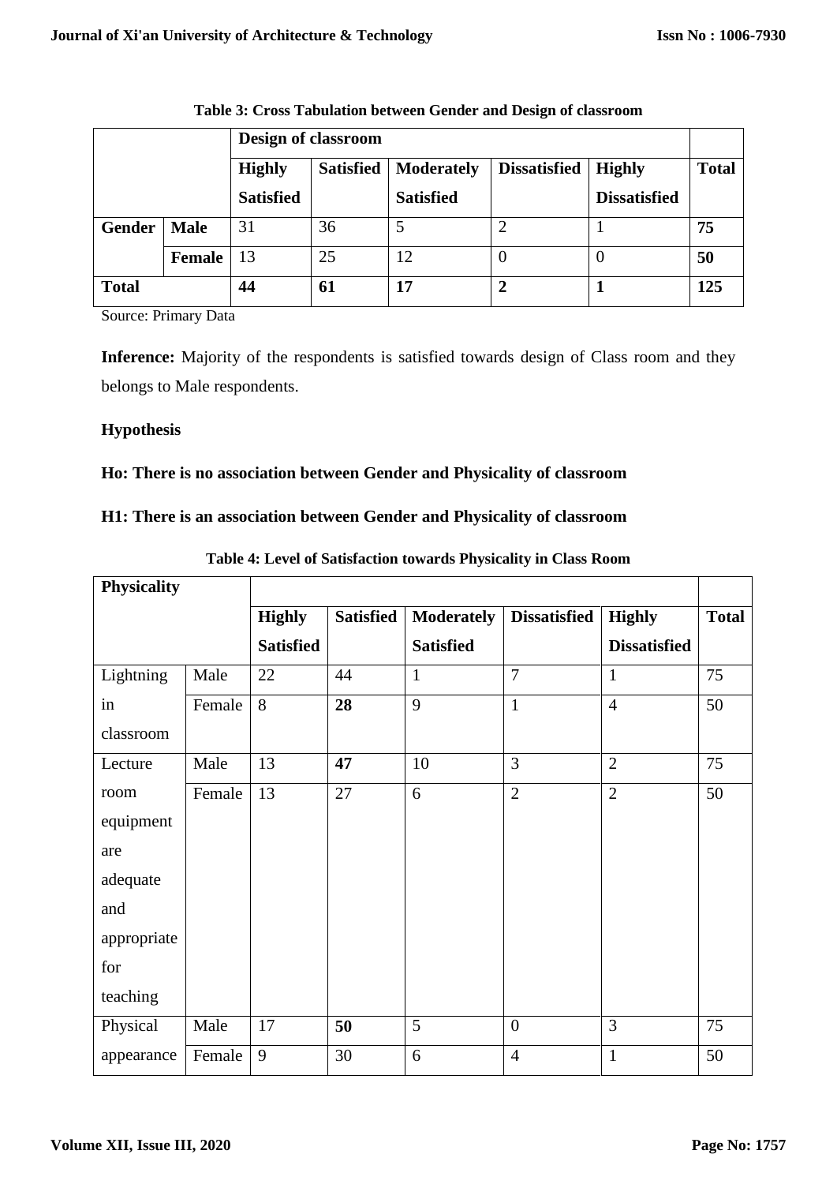**Table 3: Cross Tabulation between Gender and Design of classroom**

| | | Design of classroom | | | | | |
|---|---|---|---|---|---|---|---|
| | | **Highly Satisfied** | **Satisfied** | **Moderately Satisfied** | **Dissatisfied** | **Highly Dissatisfied** | **Total** |
| **Gender** | **Male** | 31 | 36 | 5 | 2 | 1 | **75** |
| | **Female** | 13 | 25 | 12 | 0 | 0 | **50** |
| **Total** | | **44** | **61** | **17** | **2** | **1** | **125** |

Source: Primary Data

**Inference:** Majority of the respondents is satisfied towards design of Class room and they belongs to Male respondents.

**Hypothesis**

**Ho: There is no association between Gender and Physicality of classroom**

**H1: There is an association between Gender and Physicality of classroom**

**Table 4: Level of Satisfaction towards Physicality in Class Room**

| **Physicality** | | | | | | | |
|---|---|---|---|---|---|---|---|
| | | **Highly Satisfied** | **Satisfied** | **Moderately Satisfied** | **Dissatisfied** | **Highly Dissatisfied** | **Total** |
| Lightning in classroom | Male | 22 | 44 | 1 | 7 | 1 | 75 |
| | Female | 8 | **28** | 9 | 1 | 4 | 50 |
| Lecture room equipment are adequate and appropriate for teaching | Male | 13 | **47** | 10 | 3 | 2 | 75 |
| | Female | 13 | 27 | 6 | 2 | 2 | 50 |
| Physical appearance | Male | 17 | **50** | 5 | 0 | 3 | 75 |
| | Female | 9 | 30 | 6 | 4 | 1 | 50 |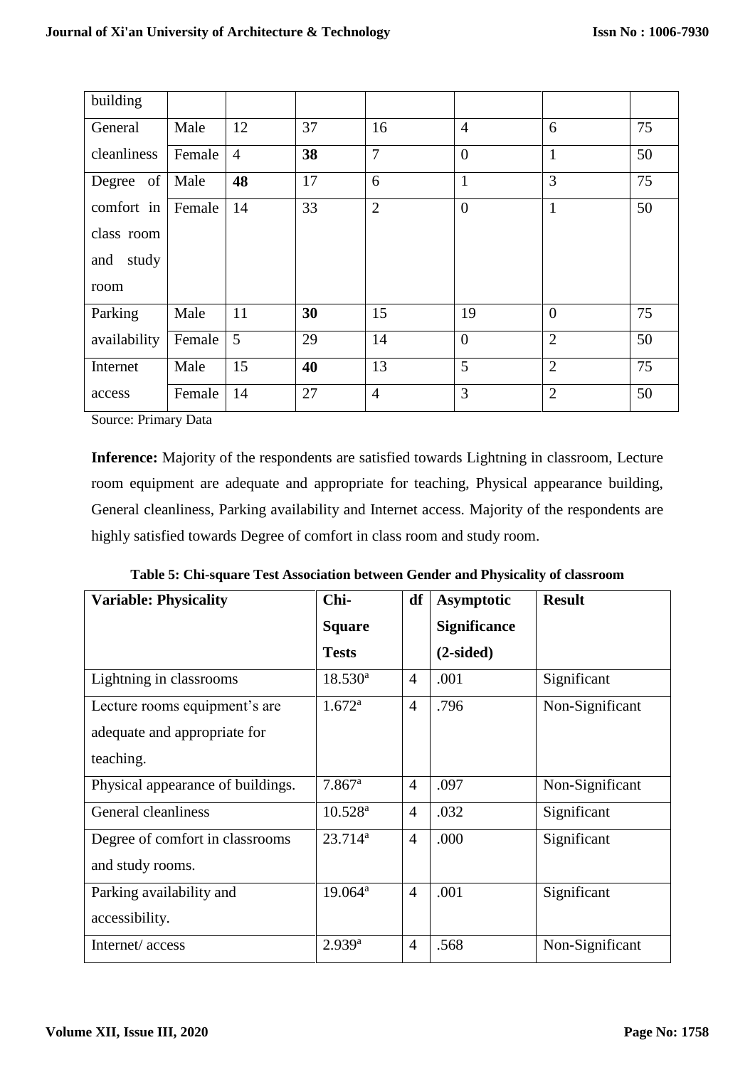| building | | | | | | | |
|---|---|---|---|---|---|---|---|
| General cleanliness | Male | 12 | 37 | 16 | 4 | 6 | 75 |
| | Female | 4 | **38** | 7 | 0 | 1 | 50 |
| Degree of comfort in class room and study room | Male | **48** | 17 | 6 | 1 | 3 | 75 |
| | Female | 14 | 33 | 2 | 0 | 1 | 50 |
| Parking availability | Male | 11 | **30** | 15 | 19 | 0 | 75 |
| | Female | 5 | 29 | 14 | 0 | 2 | 50 |
| Internet access | Male | 15 | **40** | 13 | 5 | 2 | 75 |
| | Female | 14 | 27 | 4 | 3 | 2 | 50 |

Source: Primary Data

**Inference:** Majority of the respondents are satisfied towards Lightning in classroom, Lecture room equipment are adequate and appropriate for teaching, Physical appearance building, General cleanliness, Parking availability and Internet access. Majority of the respondents are highly satisfied towards Degree of comfort in class room and study room.

**Table 5: Chi-square Test Association between Gender and Physicality of classroom**

| **Variable: Physicality** | **Chi-Square Tests** | **df** | **Asymptotic Significance (2-sided)** | **Result** |
|---|---|---|---|---|
| Lightning in classrooms | 18.530[a] | 4 | .001 | Significant |
| Lecture rooms equipment's are adequate and appropriate for teaching. | 1.672[a] | 4 | .796 | Non-Significant |
| Physical appearance of buildings. | 7.867[a] | 4 | .097 | Non-Significant |
| General cleanliness | 10.528[a] | 4 | .032 | Significant |
| Degree of comfort in classrooms and study rooms. | 23.714[a] | 4 | .000 | Significant |
| Parking availability and accessibility. | 19.064[a] | 4 | .001 | Significant |
| Internet/ access | 2.939[a] | 4 | .568 | Non-Significant |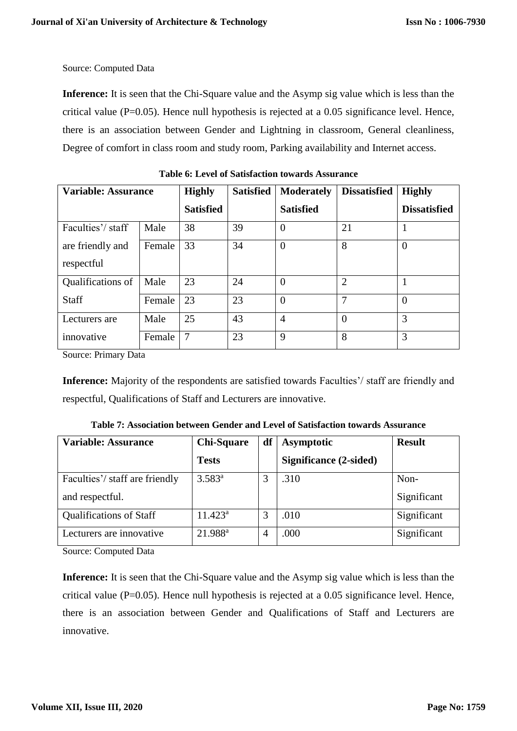Source: Computed Data

**Inference:** It is seen that the Chi-Square value and the Asymp sig value which is less than the critical value (P=0.05). Hence null hypothesis is rejected at a 0.05 significance level. Hence, there is an association between Gender and Lightning in classroom, General cleanliness, Degree of comfort in class room and study room, Parking availability and Internet access.

**Table 6: Level of Satisfaction towards Assurance**

| Variable: Assurance | | Highly Satisfied | Satisfied | Moderately Satisfied | Dissatisfied | Highly Dissatisfied |
|---|---|---|---|---|---|---|
| Faculties'/ staff are friendly and respectful | Male | 38 | 39 | 0 | 21 | 1 |
| | Female | 33 | 34 | 0 | 8 | 0 |
| Qualifications of Staff | Male | 23 | 24 | 0 | 2 | 1 |
| | Female | 23 | 23 | 0 | 7 | 0 |
| Lecturers are innovative | Male | 25 | 43 | 4 | 0 | 3 |
| | Female | 7 | 23 | 9 | 8 | 3 |

Source: Primary Data

**Inference:** Majority of the respondents are satisfied towards Faculties'/ staff are friendly and respectful, Qualifications of Staff and Lecturers are innovative.

**Table 7: Association between Gender and Level of Satisfaction towards Assurance**

| Variable: Assurance | Chi-Square Tests | df | Asymptotic Significance (2-sided) | Result |
|---|---|---|---|---|
| Faculties'/ staff are friendly and respectful. | 3.583[a] | 3 | .310 | Non-Significant |
| Qualifications of Staff | 11.423[a] | 3 | .010 | Significant |
| Lecturers are innovative | 21.988[a] | 4 | .000 | Significant |

Source: Computed Data

**Inference:** It is seen that the Chi-Square value and the Asymp sig value which is less than the critical value (P=0.05). Hence null hypothesis is rejected at a 0.05 significance level. Hence, there is an association between Gender and Qualifications of Staff and Lecturers are innovative.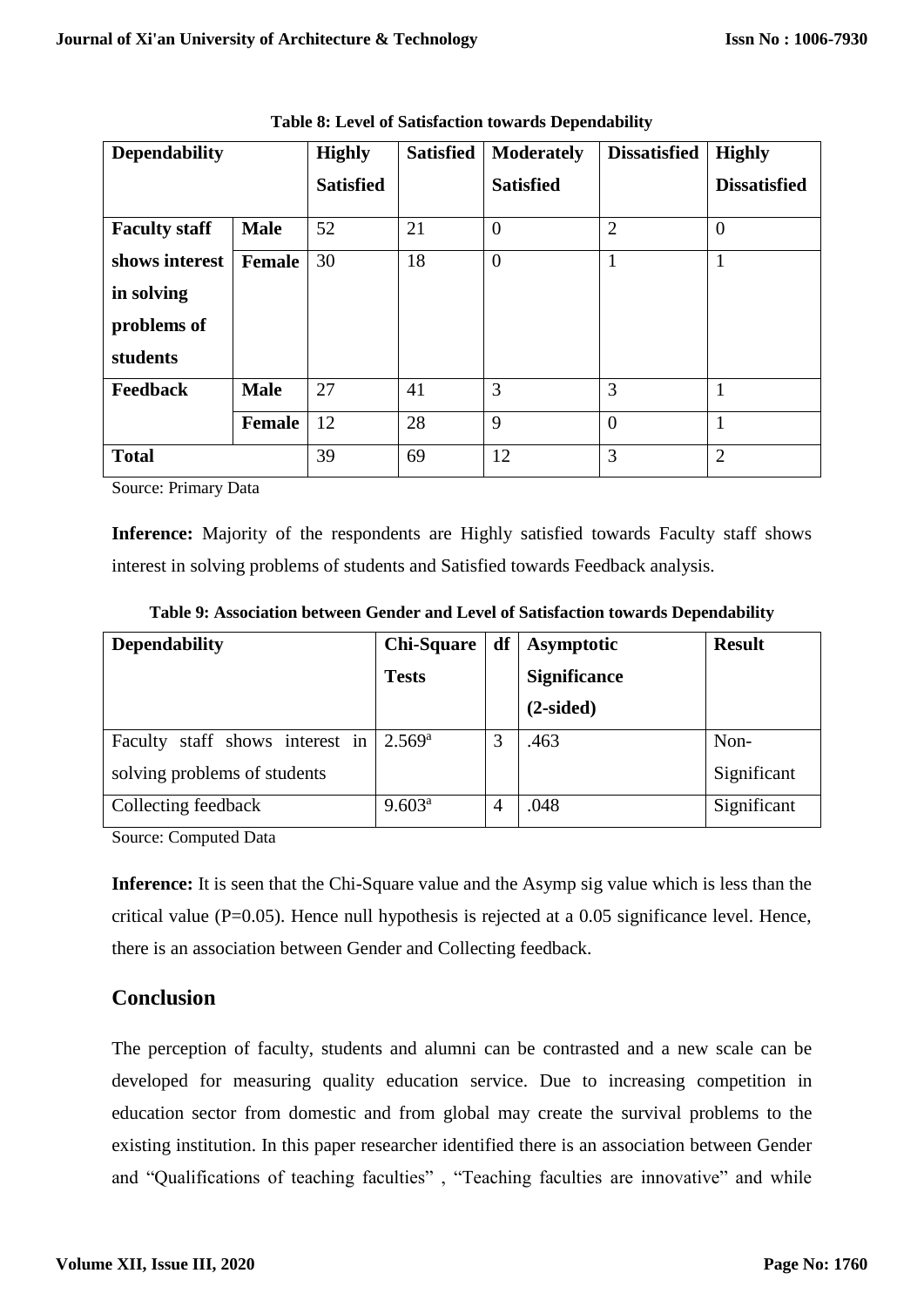**Table 8: Level of Satisfaction towards Dependability**

| Dependability | | Highly Satisfied | Satisfied | Moderately Satisfied | Dissatisfied | Highly Dissatisfied |
|---|---|---|---|---|---|---|
| Faculty staff shows interest in solving problems of students | Male | 52 | 21 | 0 | 2 | 0 |
| | Female | 30 | 18 | 0 | 1 | 1 |
| Feedback | Male | 27 | 41 | 3 | 3 | 1 |
| | Female | 12 | 28 | 9 | 0 | 1 |
| Total | | 39 | 69 | 12 | 3 | 2 |

Source: Primary Data

**Inference:** Majority of the respondents are Highly satisfied towards Faculty staff shows interest in solving problems of students and Satisfied towards Feedback analysis.

**Table 9: Association between Gender and Level of Satisfaction towards Dependability**

| Dependability | Chi-Square Tests | df | Asymptotic Significance (2-sided) | Result |
|---|---|---|---|---|
| Faculty staff shows interest in solving problems of students | 2.569[a] | 3 | .463 | Non-Significant |
| Collecting feedback | 9.603[a] | 4 | .048 | Significant |

Source: Computed Data

**Inference:** It is seen that the Chi-Square value and the Asymp sig value which is less than the critical value (P=0.05). Hence null hypothesis is rejected at a 0.05 significance level. Hence, there is an association between Gender and Collecting feedback.

## Conclusion

The perception of faculty, students and alumni can be contrasted and a new scale can be developed for measuring quality education service. Due to increasing competition in education sector from domestic and from global may create the survival problems to the existing institution. In this paper researcher identified there is an association between Gender and "Qualifications of teaching faculties" , "Teaching faculties are innovative" and while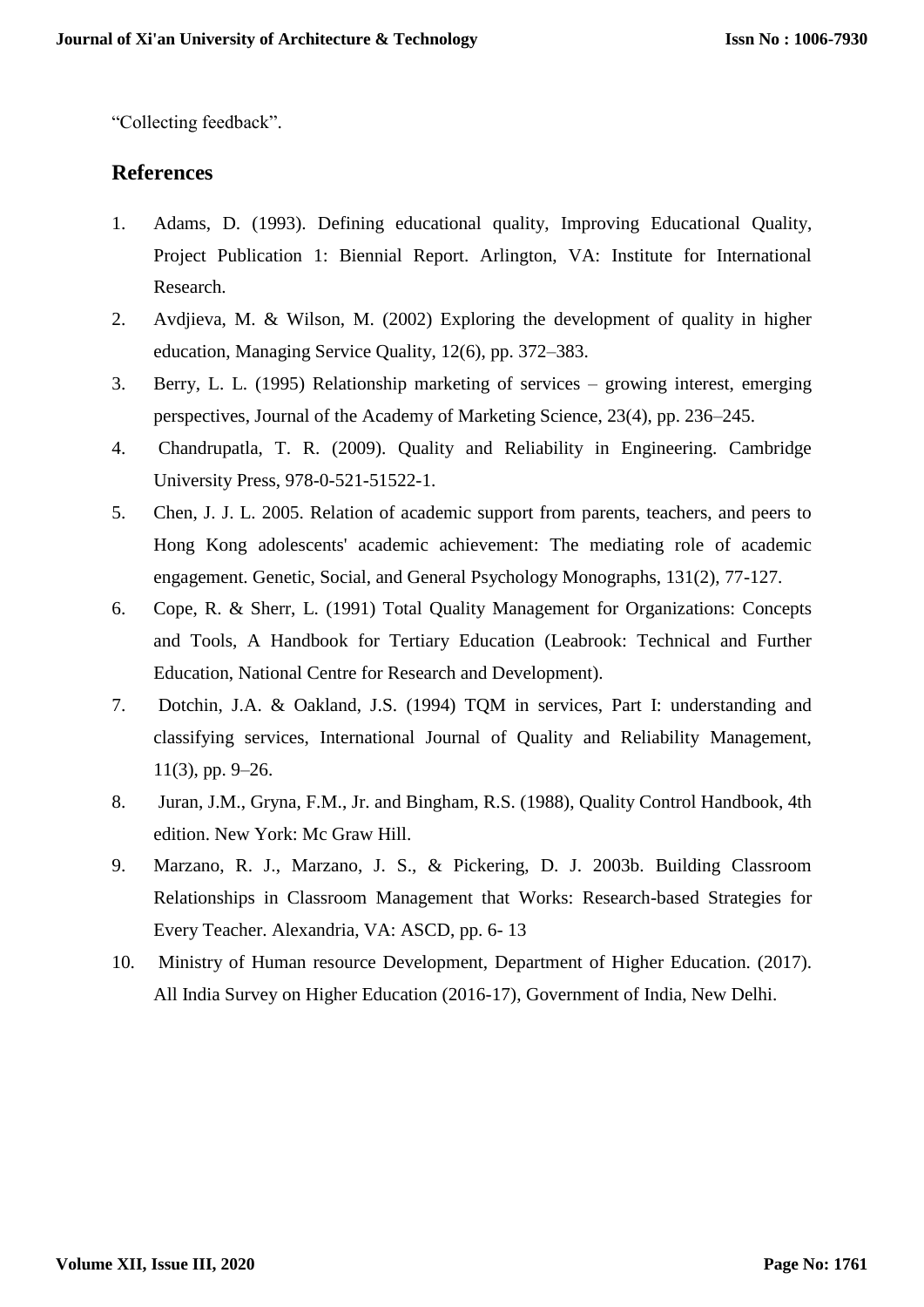"Collecting feedback".

## References

1. Adams, D. (1993). Defining educational quality, Improving Educational Quality, Project Publication 1: Biennial Report. Arlington, VA: Institute for International Research.
2. Avdjieva, M. & Wilson, M. (2002) Exploring the development of quality in higher education, Managing Service Quality, 12(6), pp. 372–383.
3. Berry, L. L. (1995) Relationship marketing of services – growing interest, emerging perspectives, Journal of the Academy of Marketing Science, 23(4), pp. 236–245.
4. Chandrupatla, T. R. (2009). Quality and Reliability in Engineering. Cambridge University Press, 978-0-521-51522-1.
5. Chen, J. J. L. 2005. Relation of academic support from parents, teachers, and peers to Hong Kong adolescents' academic achievement: The mediating role of academic engagement. Genetic, Social, and General Psychology Monographs, 131(2), 77-127.
6. Cope, R. & Sherr, L. (1991) Total Quality Management for Organizations: Concepts and Tools, A Handbook for Tertiary Education (Leabrook: Technical and Further Education, National Centre for Research and Development).
7. Dotchin, J.A. & Oakland, J.S. (1994) TQM in services, Part I: understanding and classifying services, International Journal of Quality and Reliability Management, 11(3), pp. 9–26.
8. Juran, J.M., Gryna, F.M., Jr. and Bingham, R.S. (1988), Quality Control Handbook, 4th edition. New York: Mc Graw Hill.
9. Marzano, R. J., Marzano, J. S., & Pickering, D. J. 2003b. Building Classroom Relationships in Classroom Management that Works: Research-based Strategies for Every Teacher. Alexandria, VA: ASCD, pp. 6- 13
10. Ministry of Human resource Development, Department of Higher Education. (2017). All India Survey on Higher Education (2016-17), Government of India, New Delhi.